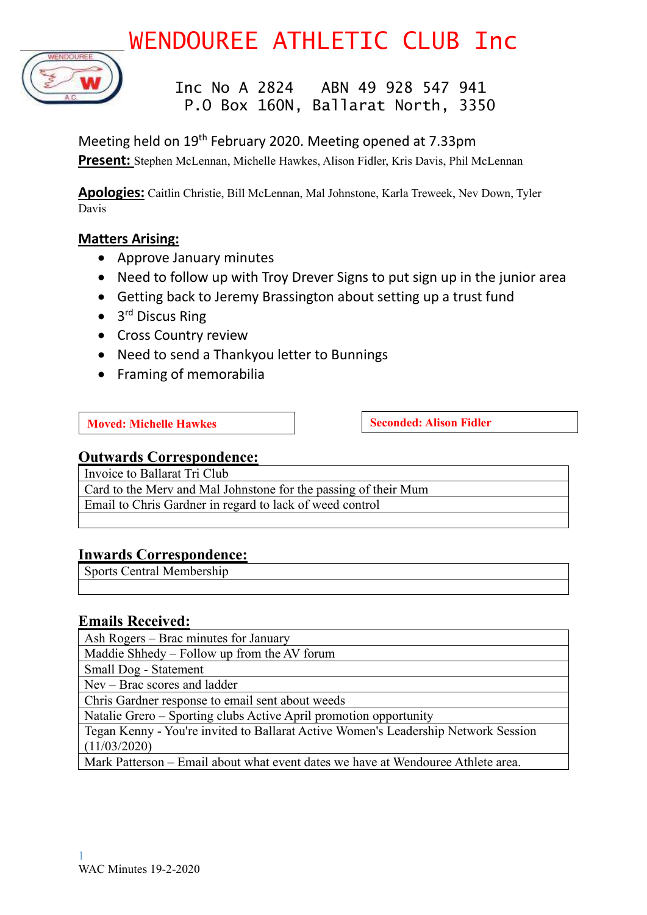# WENDOUREE ATHLETIC CLUB Inc

Inc No A 2824 ABN 49 928 547 941
P.O Box 160N, Ballarat North, 3350

Meeting held on 19th February 2020. Meeting opened at 7.33pm

**Present:** Stephen McLennan, Michelle Hawkes, Alison Fidler, Kris Davis, Phil McLennan

**Apologies:** Caitlin Christie, Bill McLennan, Mal Johnstone, Karla Treweek, Nev Down, Tyler Davis

## Matters Arising:

- Approve January minutes
- Need to follow up with Troy Drever Signs to put sign up in the junior area
- Getting back to Jeremy Brassington about setting up a trust fund
- 3rd Discus Ring
- Cross Country review
- Need to send a Thankyou letter to Bunnings
- Framing of memorabilia

**Moved: Michelle Hawkes** | **Seconded: Alison Fidler**

## Outwards Correspondence:

| Outwards Correspondence |
|---|
| Invoice to Ballarat Tri Club |
| Card to the Merv and Mal Johnstone for the passing of their Mum |
| Email to Chris Gardner in regard to lack of weed control |
| |

## Inwards Correspondence:

| Inwards Correspondence |
|---|
| Sports Central Membership |
| |

## Emails Received:

| Emails Received |
|---|
| Ash Rogers – Brac minutes for January |
| Maddie Shhedy – Follow up from the AV forum |
| Small Dog - Statement |
| Nev – Brac scores and ladder |
| Chris Gardner response to email sent about weeds |
| Natalie Grero – Sporting clubs Active April promotion opportunity |
| Tegan Kenny - You're invited to Ballarat Active Women's Leadership Network Session (11/03/2020) |
| Mark Patterson – Email about what event dates we have at Wendouree Athlete area. |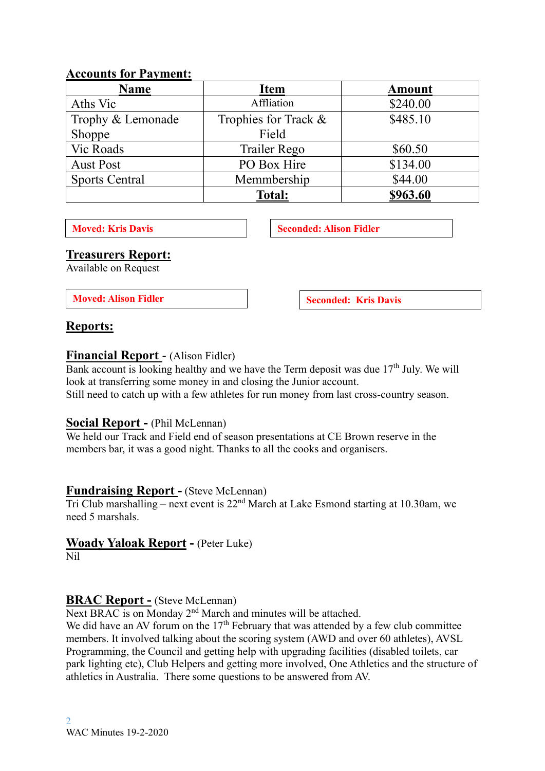**Accounts for Payment:**

| Name | Item | Amount |
|---|---|---|
| Aths Vic | Affliation | $240.00 |
| Trophy & Lemonade Shoppe | Trophies for Track & Field | $485.10 |
| Vic Roads | Trailer Rego | $60.50 |
| Aust Post | PO Box Hire | $134.00 |
| Sports Central | Memmbership | $44.00 |
| | **Total:** | **$963.60** |

**Moved: Kris Davis**

**Seconded: Alison Fidler**

## Treasurers Report:

Available on Request

**Moved: Alison Fidler**

**Seconded: Kris Davis**

## Reports:

### Financial Report - (Alison Fidler)

Bank account is looking healthy and we have the Term deposit was due 17th July. We will look at transferring some money in and closing the Junior account.
Still need to catch up with a few athletes for run money from last cross-country season.

### Social Report - (Phil McLennan)

We held our Track and Field end of season presentations at CE Brown reserve in the members bar, it was a good night. Thanks to all the cooks and organisers.

### Fundraising Report - (Steve McLennan)

Tri Club marshalling – next event is 22nd March at Lake Esmond starting at 10.30am, we need 5 marshals.

### Woady Yaloak Report - (Peter Luke)

Nil

### BRAC Report - (Steve McLennan)

Next BRAC is on Monday 2nd March and minutes will be attached.
We did have an AV forum on the 17th February that was attended by a few club committee members. It involved talking about the scoring system (AWD and over 60 athletes), AVSL Programming, the Council and getting help with upgrading facilities (disabled toilets, car park lighting etc), Club Helpers and getting more involved, One Athletics and the structure of athletics in Australia. There some questions to be answered from AV.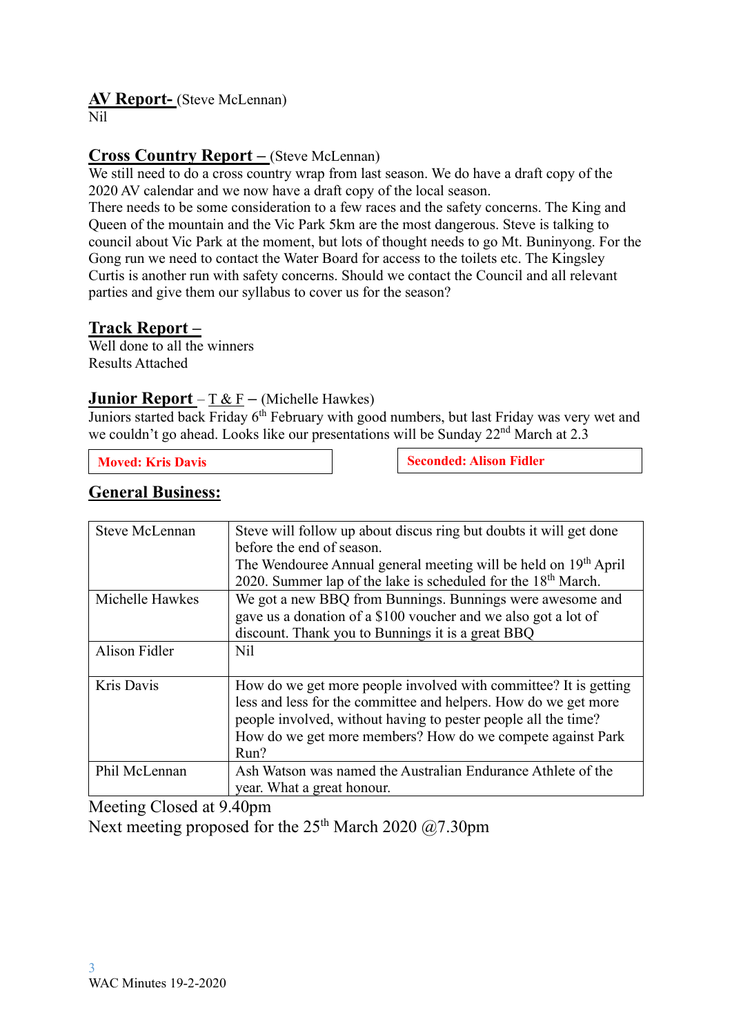**AV Report-** (Steve McLennan)
Nil

**Cross Country Report –** (Steve McLennan)
We still need to do a cross country wrap from last season. We do have a draft copy of the 2020 AV calendar and we now have a draft copy of the local season.
There needs to be some consideration to a few races and the safety concerns. The King and Queen of the mountain and the Vic Park 5km are the most dangerous. Steve is talking to council about Vic Park at the moment, but lots of thought needs to go Mt. Buninyong. For the Gong run we need to contact the Water Board for access to the toilets etc. The Kingsley Curtis is another run with safety concerns. Should we contact the Council and all relevant parties and give them our syllabus to cover us for the season?

**Track Report –**
Well done to all the winners
Results Attached

**Junior Report** – T & F – (Michelle Hawkes)
Juniors started back Friday 6th February with good numbers, but last Friday was very wet and we couldn't go ahead. Looks like our presentations will be Sunday 22nd March at 2.3

**Moved: Kris Davis** | **Seconded: Alison Fidler**

## General Business:

| | |
|---|---|
| Steve McLennan | Steve will follow up about discus ring but doubts it will get done before the end of season. The Wendouree Annual general meeting will be held on 19th April 2020. Summer lap of the lake is scheduled for the 18th March. |
| Michelle Hawkes | We got a new BBQ from Bunnings. Bunnings were awesome and gave us a donation of a $100 voucher and we also got a lot of discount. Thank you to Bunnings it is a great BBQ |
| Alison Fidler | Nil |
| Kris Davis | How do we get more people involved with committee? It is getting less and less for the committee and helpers. How do we get more people involved, without having to pester people all the time? How do we get more members? How do we compete against Park Run? |
| Phil McLennan | Ash Watson was named the Australian Endurance Athlete of the year. What a great honour. |

Meeting Closed at 9.40pm
Next meeting proposed for the 25th March 2020 @7.30pm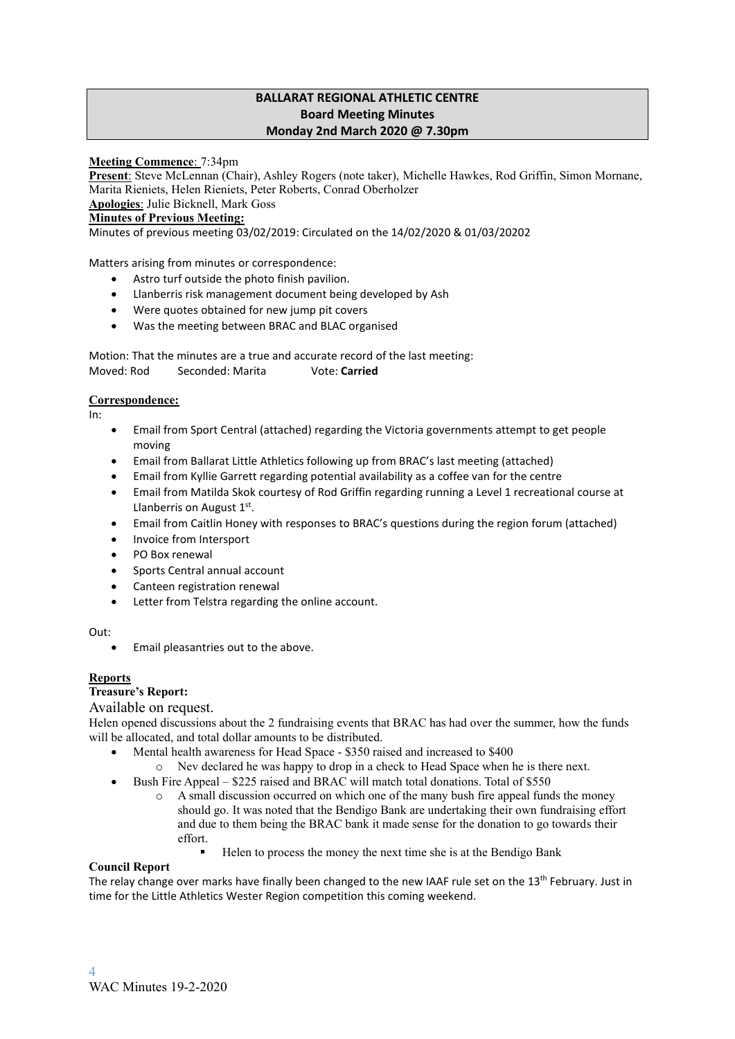## BALLARAT REGIONAL ATHLETIC CENTRE
## Board Meeting Minutes
## Monday 2nd March 2020 @ 7.30pm

**Meeting Commence**: 7:34pm

**Present**: Steve McLennan (Chair), Ashley Rogers (note taker), Michelle Hawkes, Rod Griffin, Simon Mornane, Marita Rieniets, Helen Rieniets, Peter Roberts, Conrad Oberholzer

**Apologies**: Julie Bicknell, Mark Goss

**Minutes of Previous Meeting:**

Minutes of previous meeting 03/02/2019: Circulated on the 14/02/2020 & 01/03/20202

Matters arising from minutes or correspondence:

- Astro turf outside the photo finish pavilion.
- Llanberris risk management document being developed by Ash
- Were quotes obtained for new jump pit covers
- Was the meeting between BRAC and BLAC organised

Motion: That the minutes are a true and accurate record of the last meeting:

Moved: Rod Seconded: Marita Vote: **Carried**

**Correspondence:**

In:

- Email from Sport Central (attached) regarding the Victoria governments attempt to get people moving
- Email from Ballarat Little Athletics following up from BRAC's last meeting (attached)
- Email from Kyllie Garrett regarding potential availability as a coffee van for the centre
- Email from Matilda Skok courtesy of Rod Griffin regarding running a Level 1 recreational course at Llanberris on August 1st.
- Email from Caitlin Honey with responses to BRAC's questions during the region forum (attached)
- Invoice from Intersport
- PO Box renewal
- Sports Central annual account
- Canteen registration renewal
- Letter from Telstra regarding the online account.

Out:

- Email pleasantries out to the above.

**Reports**

**Treasure's Report:**

Available on request.

Helen opened discussions about the 2 fundraising events that BRAC has had over the summer, how the funds will be allocated, and total dollar amounts to be distributed.

- Mental health awareness for Head Space - $350 raised and increased to $400
  - Nev declared he was happy to drop in a check to Head Space when he is there next.
- Bush Fire Appeal – $225 raised and BRAC will match total donations. Total of $550
  - A small discussion occurred on which one of the many bush fire appeal funds the money should go. It was noted that the Bendigo Bank are undertaking their own fundraising effort and due to them being the BRAC bank it made sense for the donation to go towards their effort.
    - Helen to process the money the next time she is at the Bendigo Bank

**Council Report**

The relay change over marks have finally been changed to the new IAAF rule set on the 13th February. Just in time for the Little Athletics Wester Region competition this coming weekend.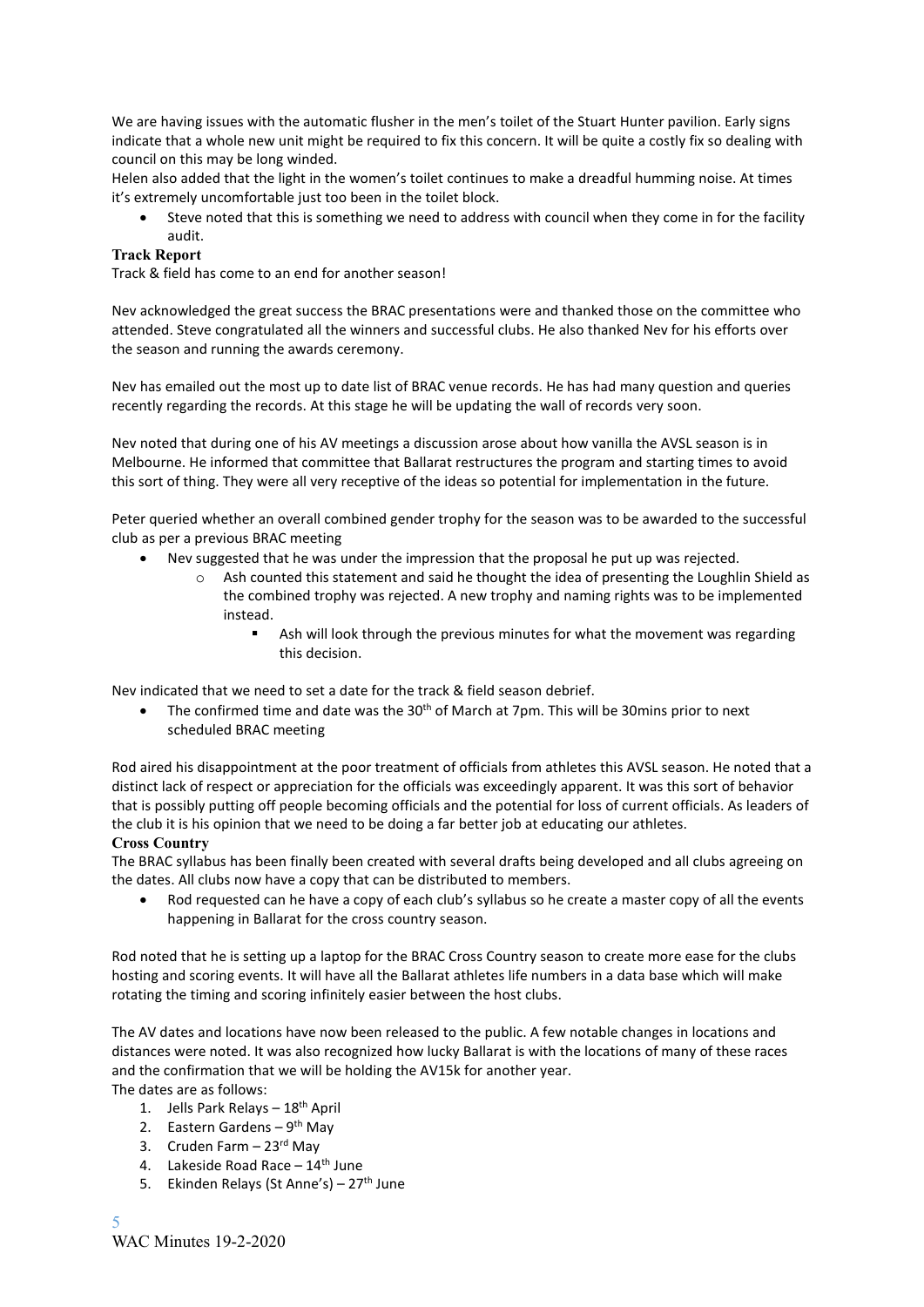We are having issues with the automatic flusher in the men's toilet of the Stuart Hunter pavilion. Early signs indicate that a whole new unit might be required to fix this concern. It will be quite a costly fix so dealing with council on this may be long winded.

Helen also added that the light in the women's toilet continues to make a dreadful humming noise. At times it's extremely uncomfortable just too been in the toilet block.

- Steve noted that this is something we need to address with council when they come in for the facility audit.

**Track Report**

Track & field has come to an end for another season!

Nev acknowledged the great success the BRAC presentations were and thanked those on the committee who attended. Steve congratulated all the winners and successful clubs. He also thanked Nev for his efforts over the season and running the awards ceremony.

Nev has emailed out the most up to date list of BRAC venue records. He has had many question and queries recently regarding the records. At this stage he will be updating the wall of records very soon.

Nev noted that during one of his AV meetings a discussion arose about how vanilla the AVSL season is in Melbourne. He informed that committee that Ballarat restructures the program and starting times to avoid this sort of thing. They were all very receptive of the ideas so potential for implementation in the future.

Peter queried whether an overall combined gender trophy for the season was to be awarded to the successful club as per a previous BRAC meeting

- Nev suggested that he was under the impression that the proposal he put up was rejected.
    - Ash counted this statement and said he thought the idea of presenting the Loughlin Shield as the combined trophy was rejected. A new trophy and naming rights was to be implemented instead.
        - Ash will look through the previous minutes for what the movement was regarding this decision.

Nev indicated that we need to set a date for the track & field season debrief.

- The confirmed time and date was the 30th of March at 7pm. This will be 30mins prior to next scheduled BRAC meeting

Rod aired his disappointment at the poor treatment of officials from athletes this AVSL season. He noted that a distinct lack of respect or appreciation for the officials was exceedingly apparent. It was this sort of behavior that is possibly putting off people becoming officials and the potential for loss of current officials. As leaders of the club it is his opinion that we need to be doing a far better job at educating our athletes.

**Cross Country**

The BRAC syllabus has been finally been created with several drafts being developed and all clubs agreeing on the dates. All clubs now have a copy that can be distributed to members.

- Rod requested can he have a copy of each club's syllabus so he create a master copy of all the events happening in Ballarat for the cross country season.

Rod noted that he is setting up a laptop for the BRAC Cross Country season to create more ease for the clubs hosting and scoring events. It will have all the Ballarat athletes life numbers in a data base which will make rotating the timing and scoring infinitely easier between the host clubs.

The AV dates and locations have now been released to the public. A few notable changes in locations and distances were noted. It was also recognized how lucky Ballarat is with the locations of many of these races and the confirmation that we will be holding the AV15k for another year.

The dates are as follows:

1. Jells Park Relays – 18th April
2. Eastern Gardens – 9th May
3. Cruden Farm – 23rd May
4. Lakeside Road Race – 14th June
5. Ekinden Relays (St Anne's) – 27th June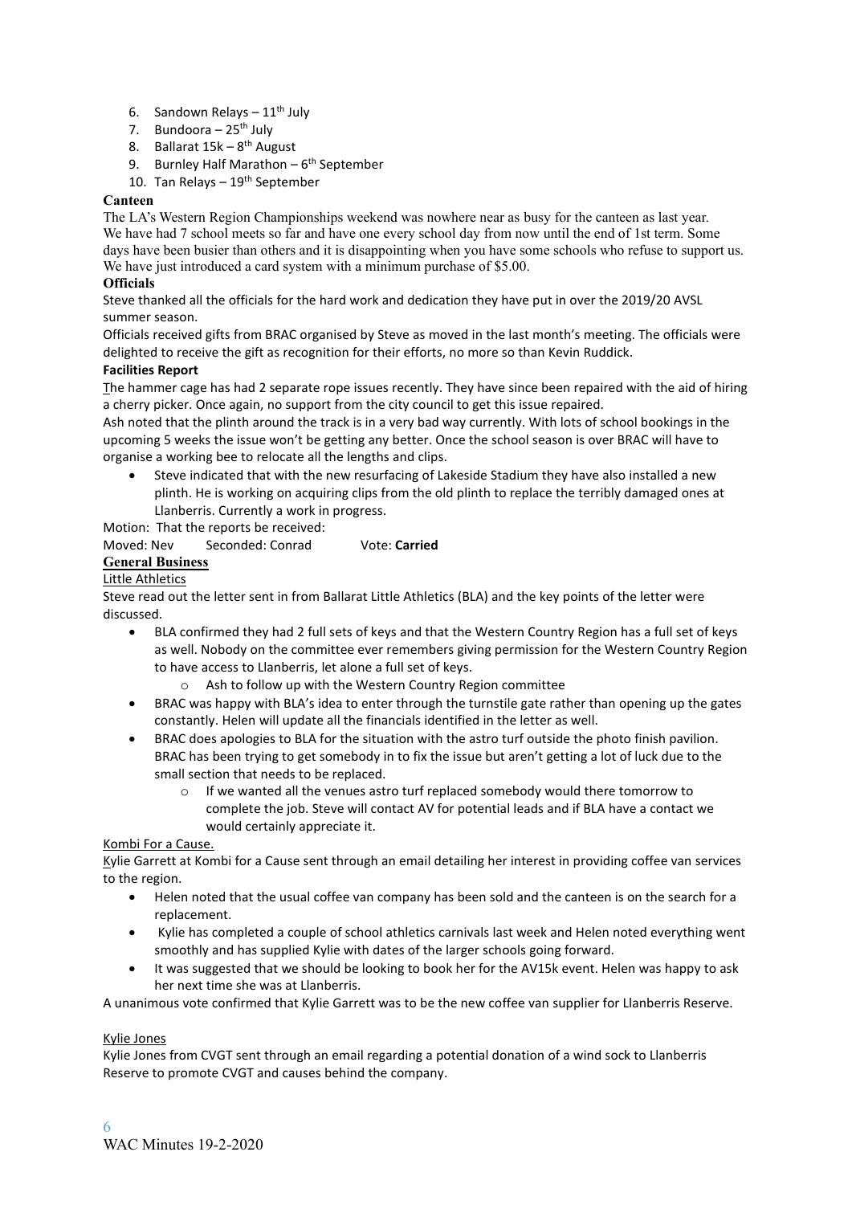6. Sandown Relays – 11th July
7. Bundoora – 25th July
8. Ballarat 15k – 8th August
9. Burnley Half Marathon – 6th September
10. Tan Relays – 19th September

**Canteen**

The LA's Western Region Championships weekend was nowhere near as busy for the canteen as last year. We have had 7 school meets so far and have one every school day from now until the end of 1st term. Some days have been busier than others and it is disappointing when you have some schools who refuse to support us. We have just introduced a card system with a minimum purchase of $5.00.

**Officials**

Steve thanked all the officials for the hard work and dedication they have put in over the 2019/20 AVSL summer season.

Officials received gifts from BRAC organised by Steve as moved in the last month's meeting. The officials were delighted to receive the gift as recognition for their efforts, no more so than Kevin Ruddick.

**Facilities Report**

The hammer cage has had 2 separate rope issues recently. They have since been repaired with the aid of hiring a cherry picker. Once again, no support from the city council to get this issue repaired.

Ash noted that the plinth around the track is in a very bad way currently. With lots of school bookings in the upcoming 5 weeks the issue won't be getting any better. Once the school season is over BRAC will have to organise a working bee to relocate all the lengths and clips.

- Steve indicated that with the new resurfacing of Lakeside Stadium they have also installed a new plinth. He is working on acquiring clips from the old plinth to replace the terribly damaged ones at Llanberris. Currently a work in progress.

Motion: That the reports be received:

Moved: Nev Seconded: Conrad Vote: **Carried**

**General Business**

Little Athletics

Steve read out the letter sent in from Ballarat Little Athletics (BLA) and the key points of the letter were discussed.

- BLA confirmed they had 2 full sets of keys and that the Western Country Region has a full set of keys as well. Nobody on the committee ever remembers giving permission for the Western Country Region to have access to Llanberris, let alone a full set of keys.
  - Ash to follow up with the Western Country Region committee
- BRAC was happy with BLA's idea to enter through the turnstile gate rather than opening up the gates constantly. Helen will update all the financials identified in the letter as well.
- BRAC does apologies to BLA for the situation with the astro turf outside the photo finish pavilion. BRAC has been trying to get somebody in to fix the issue but aren't getting a lot of luck due to the small section that needs to be replaced.
  - If we wanted all the venues astro turf replaced somebody would there tomorrow to complete the job. Steve will contact AV for potential leads and if BLA have a contact we would certainly appreciate it.

Kombi For a Cause.

Kylie Garrett at Kombi for a Cause sent through an email detailing her interest in providing coffee van services to the region.

- Helen noted that the usual coffee van company has been sold and the canteen is on the search for a replacement.
- Kylie has completed a couple of school athletics carnivals last week and Helen noted everything went smoothly and has supplied Kylie with dates of the larger schools going forward.
- It was suggested that we should be looking to book her for the AV15k event. Helen was happy to ask her next time she was at Llanberris.

A unanimous vote confirmed that Kylie Garrett was to be the new coffee van supplier for Llanberris Reserve.

Kylie Jones

Kylie Jones from CVGT sent through an email regarding a potential donation of a wind sock to Llanberris Reserve to promote CVGT and causes behind the company.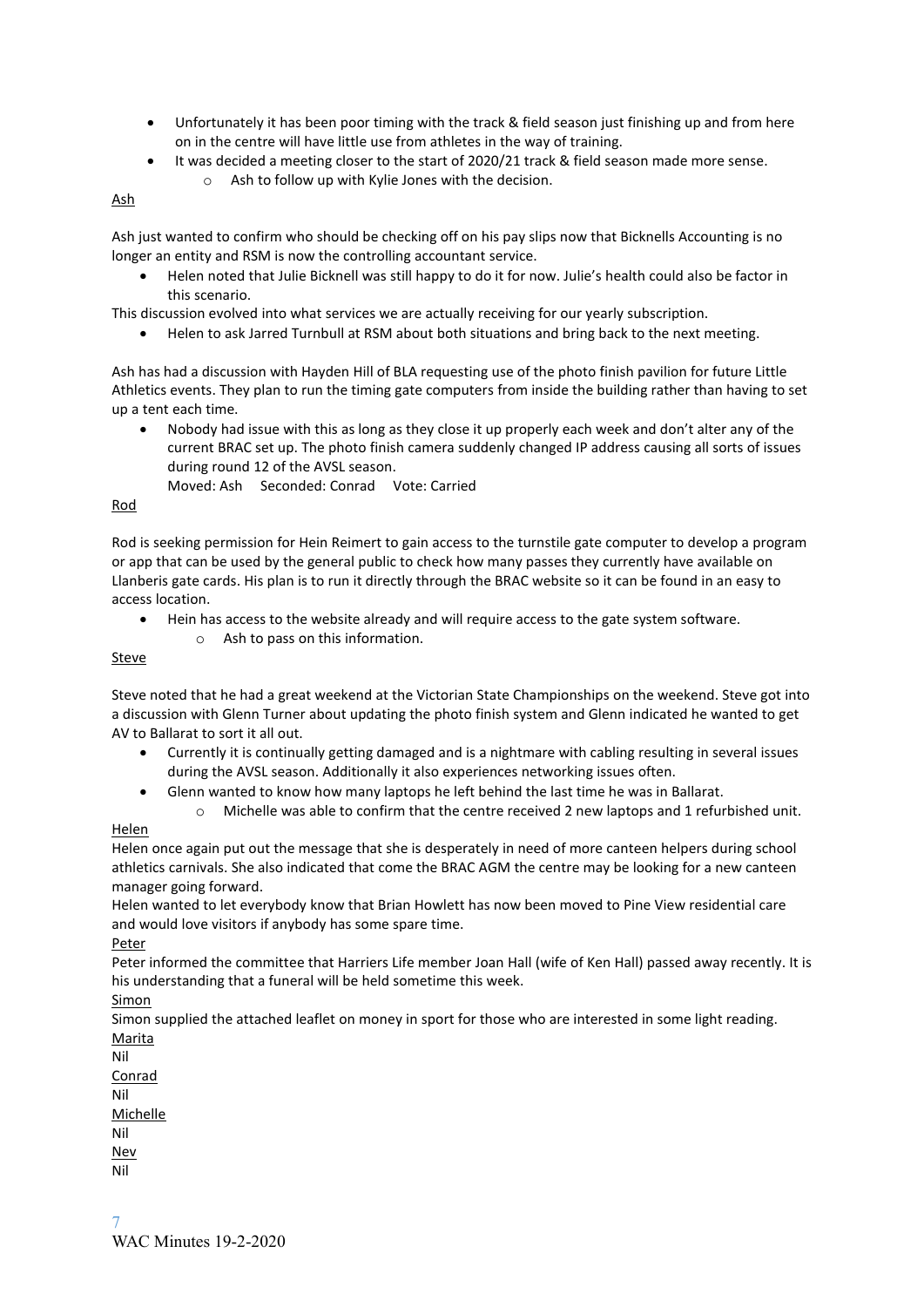- Unfortunately it has been poor timing with the track & field season just finishing up and from here on in the centre will have little use from athletes in the way of training.
- It was decided a meeting closer to the start of 2020/21 track & field season made more sense.
    - Ash to follow up with Kylie Jones with the decision.

<u>Ash</u>

Ash just wanted to confirm who should be checking off on his pay slips now that Bicknells Accounting is no longer an entity and RSM is now the controlling accountant service.

- Helen noted that Julie Bicknell was still happy to do it for now. Julie's health could also be factor in this scenario.

This discussion evolved into what services we are actually receiving for our yearly subscription.

- Helen to ask Jarred Turnbull at RSM about both situations and bring back to the next meeting.

Ash has had a discussion with Hayden Hill of BLA requesting use of the photo finish pavilion for future Little Athletics events. They plan to run the timing gate computers from inside the building rather than having to set up a tent each time.

- Nobody had issue with this as long as they close it up properly each week and don't alter any of the current BRAC set up. The photo finish camera suddenly changed IP address causing all sorts of issues during round 12 of the AVSL season.

  Moved: Ash Seconded: Conrad Vote: Carried

<u>Rod</u>

Rod is seeking permission for Hein Reimert to gain access to the turnstile gate computer to develop a program or app that can be used by the general public to check how many passes they currently have available on Llanberis gate cards. His plan is to run it directly through the BRAC website so it can be found in an easy to access location.

- Hein has access to the website already and will require access to the gate system software.
    - Ash to pass on this information.

<u>Steve</u>

Steve noted that he had a great weekend at the Victorian State Championships on the weekend. Steve got into a discussion with Glenn Turner about updating the photo finish system and Glenn indicated he wanted to get AV to Ballarat to sort it all out.

- Currently it is continually getting damaged and is a nightmare with cabling resulting in several issues during the AVSL season. Additionally it also experiences networking issues often.
- Glenn wanted to know how many laptops he left behind the last time he was in Ballarat.
    - Michelle was able to confirm that the centre received 2 new laptops and 1 refurbished unit.

<u>Helen</u>

Helen once again put out the message that she is desperately in need of more canteen helpers during school athletics carnivals. She also indicated that come the BRAC AGM the centre may be looking for a new canteen manager going forward.

Helen wanted to let everybody know that Brian Howlett has now been moved to Pine View residential care and would love visitors if anybody has some spare time.

<u>Peter</u>

Peter informed the committee that Harriers Life member Joan Hall (wife of Ken Hall) passed away recently. It is his understanding that a funeral will be held sometime this week.

<u>Simon</u>

Simon supplied the attached leaflet on money in sport for those who are interested in some light reading.

<u>Marita</u>

Nil

<u>Conrad</u>

Nil

<u>Michelle</u>

Nil

<u>Nev</u>

Nil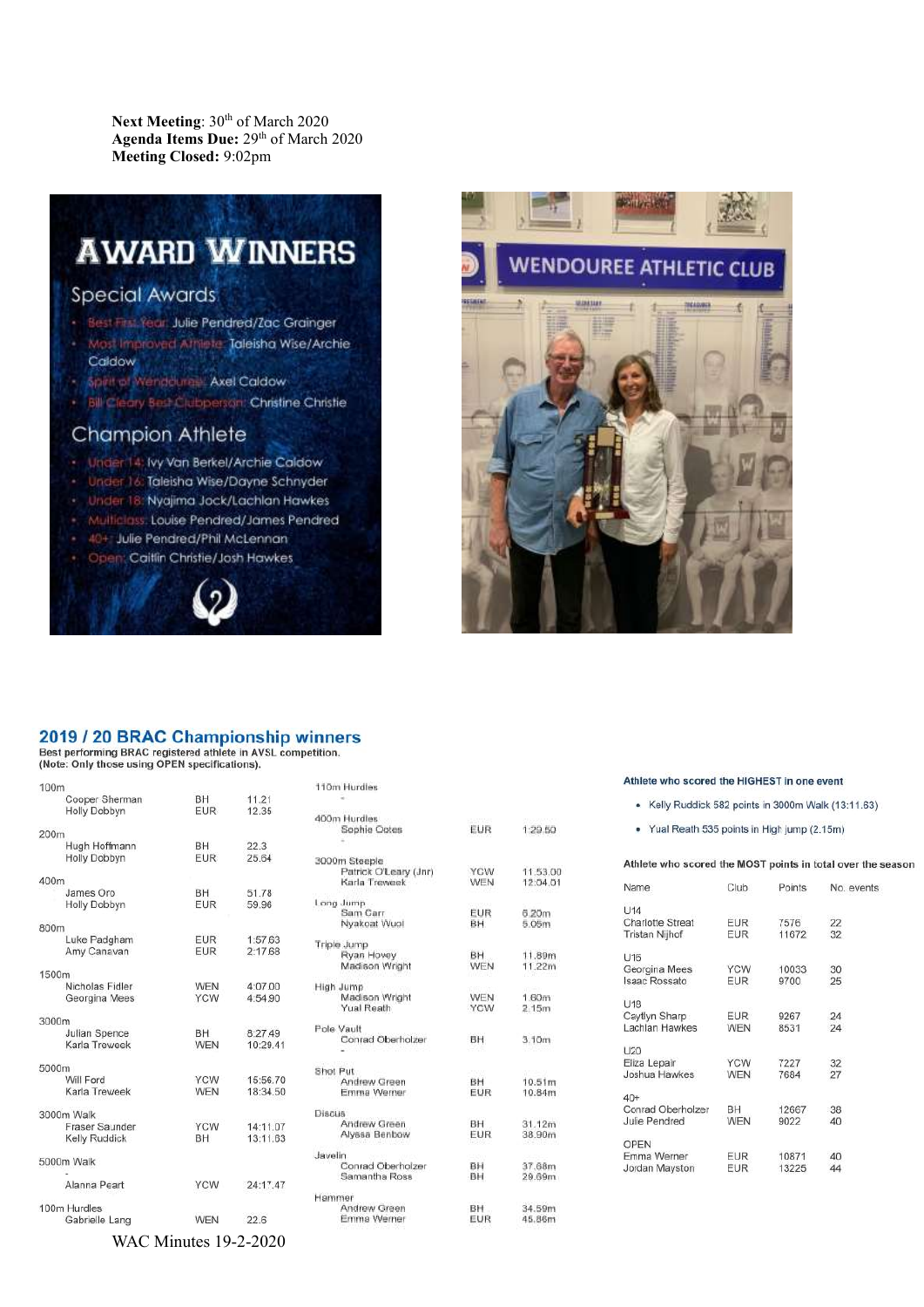**Next Meeting**: 30th of March 2020
**Agenda Items Due:** 29th of March 2020
**Meeting Closed:** 9:02pm

# AWARD WINNERS

## Special Awards

- Best First Year: Julie Pendred/Zac Grainger
- Most Improved Athlete: Taleisha Wise/Archie Caldow
- Spirit of Wendouree: Axel Caldow
- Bill Cleary Best Clubperson: Christine Christie

## Champion Athlete

- Under 14: Ivy Van Berkel/Archie Caldow
- Under 16: Taleisha Wise/Dayne Schnyder
- Under 18: Nyajima Jock/Lachlan Hawkes
- Multiclass: Louise Pendred/James Pendred
- 40+: Julie Pendred/Phil McLennan
- Open: Caitlin Christie/Josh Hawkes

WENDOUREE ATHLETIC CLUB

## 2019 / 20 BRAC Championship winners

Best performing BRAC registered athlete in AVSL competition.
(Note: Only those using OPEN specifications).

| Event | Name | Club | Result |
|---|---|---|---|
| 100m | Cooper Sherman | BH | 11.21 |
| | Holly Dobbyn | EUR | 12.35 |
| 200m | Hugh Hoffmann | BH | 22.3 |
| | Holly Dobbyn | EUR | 25.64 |
| 400m | James Oro | BH | 51.78 |
| | Holly Dobbyn | EUR | 59.96 |
| 800m | Luke Padgham | EUR | 1:57.63 |
| | Amy Canavan | EUR | 2:17.68 |
| 1500m | Nicholas Fidler | WEN | 4:07.00 |
| | Georgina Mees | YCW | 4:54.90 |
| 3000m | Julian Spence | BH | 8:27.49 |
| | Karla Treweek | WEN | 10:29.41 |
| 5000m | Will Ford | YCW | 15:56.70 |
| | Karla Treweek | WEN | 18:34.50 |
| 3000m Walk | Fraser Saunder | YCW | 14:11.07 |
| | Kelly Ruddick | BH | 13:11.63 |
| 5000m Walk | - | | |
| | Alanna Peart | YCW | 24:17.47 |
| 100m Hurdles | Gabrielle Lang | WEN | 22.6 |
| 110m Hurdles | - | | |
| 400m Hurdles | Sophie Oates | EUR | 1:29.50 |
| | - | | |
| 3000m Steeple | Patrick O'Leary (Jnr) | YCW | 11.53.00 |
| | Karla Treweek | WEN | 12:04.01 |
| Long Jump | Sam Carr | EUR | 6.20m |
| | Nyakoat Wuol | BH | 5.05m |
| Triple Jump | Ryan Hovey | BH | 11.89m |
| | Madison Wright | WEN | 11.22m |
| High Jump | Madison Wright | WEN | 1.60m |
| | Yual Reath | YCW | 2.15m |
| Pole Vault | Conrad Oberholzer | BH | 3.10m |
| | - | | |
| Shot Put | Andrew Green | BH | 10.51m |
| | Emma Werner | EUR | 10.84m |
| Discus | Andrew Green | BH | 31.12m |
| | Alyssa Benbow | EUR | 38.90m |
| Javelin | Conrad Oberholzer | BH | 37.68m |
| | Samantha Ross | BH | 29.69m |
| Hammer | Andrew Green | BH | 34.59m |
| | Emma Werner | EUR | 45.86m |

**Athlete who scored the HIGHEST in one event**

- Kelly Ruddick 582 points in 3000m Walk (13:11.63)
- Yual Reath 535 points in High jump (2.15m)

**Athlete who scored the MOST points in total over the season**

| Name | Club | Points | No. events |
|---|---|---|---|
| **U14** | | | |
| Charlotte Streat | EUR | 7576 | 22 |
| Tristan Nijhof | EUR | 11672 | 32 |
| **U16** | | | |
| Georgina Mees | YCW | 10033 | 30 |
| Isaac Rossato | EUR | 9700 | 25 |
| **U18** | | | |
| Caytlyn Sharp | EUR | 9267 | 24 |
| Lachlan Hawkes | WEN | 8531 | 24 |
| **U20** | | | |
| Eliza Lepair | YCW | 7227 | 32 |
| Joshua Hawkes | WEN | 7684 | 27 |
| **40+** | | | |
| Conrad Oberholzer | BH | 12667 | 38 |
| Julie Pendred | WEN | 9022 | 40 |
| **OPEN** | | | |
| Emma Werner | EUR | 10871 | 40 |
| Jordan Mayston | EUR | 13225 | 44 |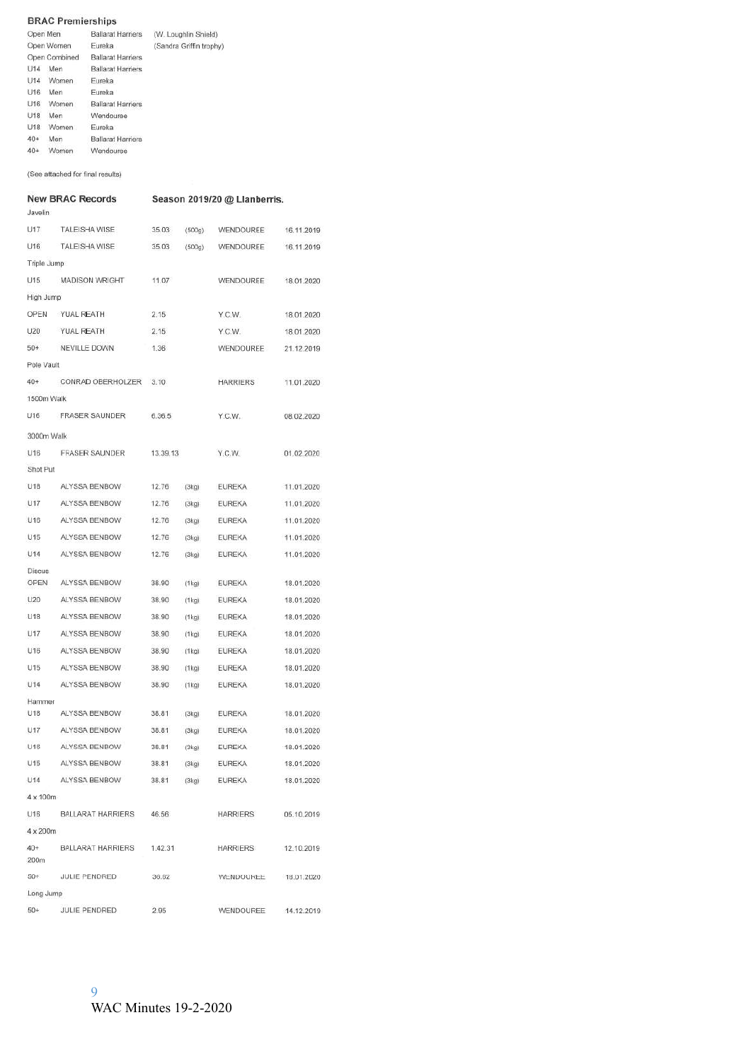## BRAC Premierships

| | | | |
|---|---|---|---|
| Open | Men | Ballarat Harriers | (W. Loughlin Shield) |
| Open | Women | Eureka | (Sandra Griffin trophy) |
| Open | Combined | Ballarat Harriers | |
| U14 | Men | Ballarat Harriers | |
| U14 | Women | Eureka | |
| U16 | Men | Eureka | |
| U16 | Women | Ballarat Harriers | |
| U18 | Men | Wendouree | |
| U18 | Women | Eureka | |
| 40+ | Men | Ballarat Harriers | |
| 40+ | Women | Wendouree | |

(See attached for final results)

## New BRAC Records — Season 2019/20 @ Llanberris.

| | | | | | |
|---|---|---|---|---|---|
| **Javelin** | | | | | |
| U17 | TALEISHA WISE | 35.03 | (500g) | WENDOUREE | 16.11.2019 |
| U16 | TALEISHA WISE | 35.03 | (500g) | WENDOUREE | 16.11.2019 |
| **Triple Jump** | | | | | |
| U15 | MADISON WRIGHT | 11.07 | | WENDOUREE | 18.01.2020 |
| **High Jump** | | | | | |
| OPEN | YUAL REATH | 2.15 | | Y.C.W. | 18.01.2020 |
| U20 | YUAL REATH | 2.15 | | Y.C.W. | 18.01.2020 |
| 50+ | NEVILLE DOWN | 1.36 | | WENDOUREE | 21.12.2019 |
| **Pole Vault** | | | | | |
| 40+ | CONRAD OBERHOLZER | 3.10 | | HARRIERS | 11.01.2020 |
| **1500m Walk** | | | | | |
| U16 | FRASER SAUNDER | 6.36.5 | | Y.C.W. | 08.02.2020 |
| **3000m Walk** | | | | | |
| U16 | FRASER SAUNDER | 13.39.13 | | Y.C.W. | 01.02.2020 |
| **Shot Put** | | | | | |
| U18 | ALYSSA BENBOW | 12.76 | (3kg) | EUREKA | 11.01.2020 |
| U17 | ALYSSA BENBOW | 12.76 | (3kg) | EUREKA | 11.01.2020 |
| U16 | ALYSSA BENBOW | 12.76 | (3kg) | EUREKA | 11.01.2020 |
| U15 | ALYSSA BENBOW | 12.76 | (3kg) | EUREKA | 11.01.2020 |
| U14 | ALYSSA BENBOW | 12.76 | (3kg) | EUREKA | 11.01.2020 |
| **Discus** | | | | | |
| OPEN | ALYSSA BENBOW | 38.90 | (1kg) | EUREKA | 18.01.2020 |
| U20 | ALYSSA BENBOW | 38.90 | (1kg) | EUREKA | 18.01.2020 |
| U18 | ALYSSA BENBOW | 38.90 | (1kg) | EUREKA | 18.01.2020 |
| U17 | ALYSSA BENBOW | 38.90 | (1kg) | EUREKA | 18.01.2020 |
| U16 | ALYSSA BENBOW | 38.90 | (1kg) | EUREKA | 18.01.2020 |
| U15 | ALYSSA BENBOW | 38.90 | (1kg) | EUREKA | 18.01.2020 |
| U14 | ALYSSA BENBOW | 38.90 | (1kg) | EUREKA | 18.01.2020 |
| **Hammer** | | | | | |
| U18 | ALYSSA BENBOW | 38.81 | (3kg) | EUREKA | 18.01.2020 |
| U17 | ALYSSA BENBOW | 38.81 | (3kg) | EUREKA | 18.01.2020 |
| U16 | ALYSSA BENBOW | 38.81 | (3kg) | EUREKA | 18.01.2020 |
| U15 | ALYSSA BENBOW | 38.81 | (3kg) | EUREKA | 18.01.2020 |
| U14 | ALYSSA BENBOW | 38.81 | (3kg) | EUREKA | 18.01.2020 |
| **4 x 100m** | | | | | |
| U16 | BALLARAT HARRIERS | 46.56 | | HARRIERS | 05.10.2019 |
| **4 x 200m** | | | | | |
| 40+ | BALLARAT HARRIERS | 1.42.31 | | HARRIERS | 12.10.2019 |
| **200m** | | | | | |
| 50+ | JULIE PENDRED | 36.62 | | WENDOUREE | 18.01.2020 |
| **Long Jump** | | | | | |
| 50+ | JULIE PENDRED | 2.95 | | WENDOUREE | 14.12.2019 |

WAC Minutes 19-2-2020